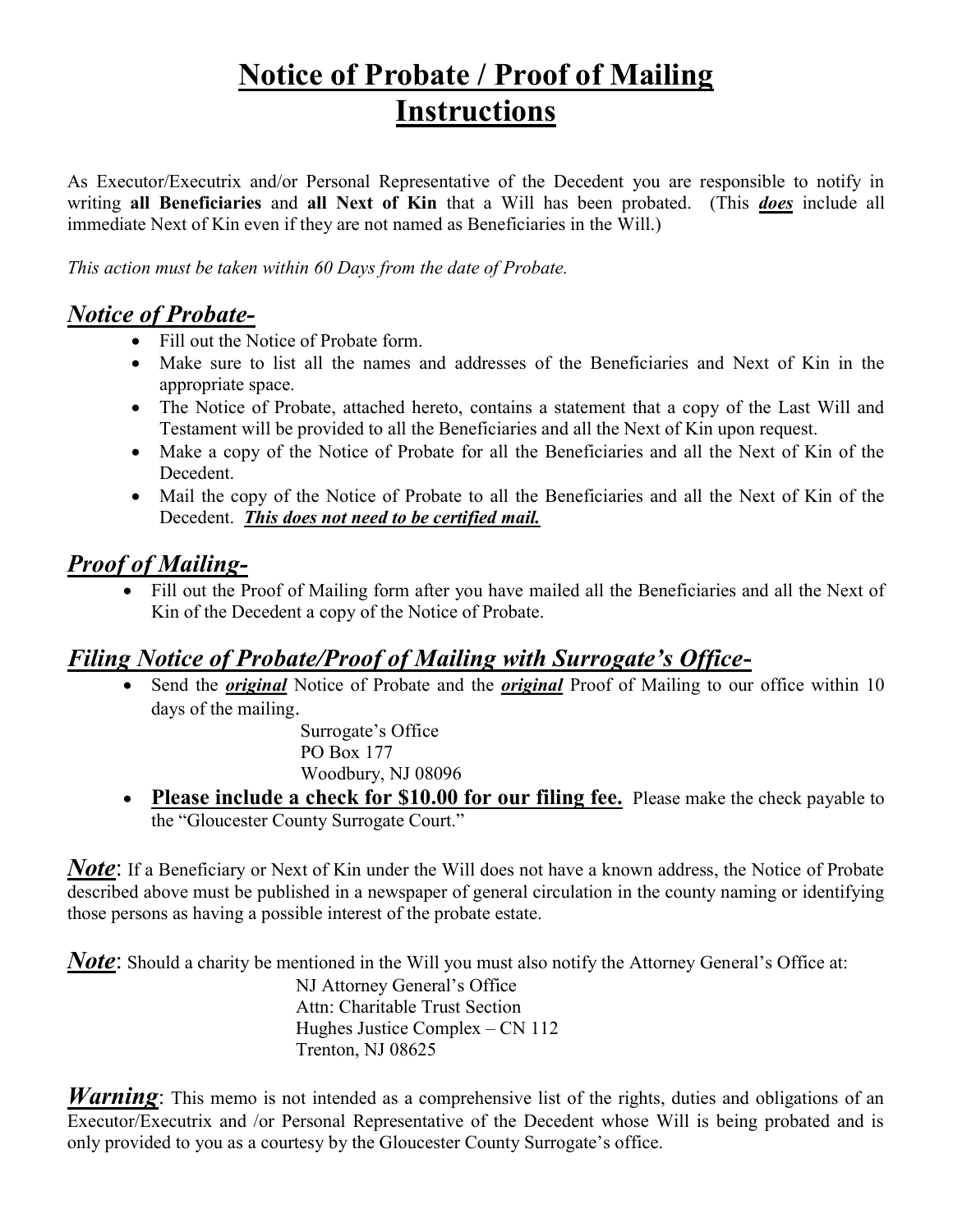# Notice of Probate / Proof of Mailing Instructions

As Executor/Executrix and/or Personal Representative of the Decedent you are responsible to notify in writing **all Beneficiaries** and **all Next of Kin** that a Will has been probated. (This ***does*** include all immediate Next of Kin even if they are not named as Beneficiaries in the Will.)

*This action must be taken within 60 Days from the date of Probate.*

## *Notice of Probate-*

- Fill out the Notice of Probate form.
- Make sure to list all the names and addresses of the Beneficiaries and Next of Kin in the appropriate space.
- The Notice of Probate, attached hereto, contains a statement that a copy of the Last Will and Testament will be provided to all the Beneficiaries and all the Next of Kin upon request.
- Make a copy of the Notice of Probate for all the Beneficiaries and all the Next of Kin of the Decedent.
- Mail the copy of the Notice of Probate to all the Beneficiaries and all the Next of Kin of the Decedent. ***This does not need to be certified mail.***

## *Proof of Mailing-*

- Fill out the Proof of Mailing form after you have mailed all the Beneficiaries and all the Next of Kin of the Decedent a copy of the Notice of Probate.

## *Filing Notice of Probate/Proof of Mailing with Surrogate's Office-*

- Send the ***original*** Notice of Probate and the ***original*** Proof of Mailing to our office within 10 days of the mailing.

  Surrogate's Office
  PO Box 177
  Woodbury, NJ 08096

- **Please include a check for $10.00 for our filing fee.** Please make the check payable to the "Gloucester County Surrogate Court."

***Note***: If a Beneficiary or Next of Kin under the Will does not have a known address, the Notice of Probate described above must be published in a newspaper of general circulation in the county naming or identifying those persons as having a possible interest of the probate estate.

***Note***: Should a charity be mentioned in the Will you must also notify the Attorney General's Office at:

NJ Attorney General's Office
Attn: Charitable Trust Section
Hughes Justice Complex – CN 112
Trenton, NJ 08625

***Warning***: This memo is not intended as a comprehensive list of the rights, duties and obligations of an Executor/Executrix and /or Personal Representative of the Decedent whose Will is being probated and is only provided to you as a courtesy by the Gloucester County Surrogate's office.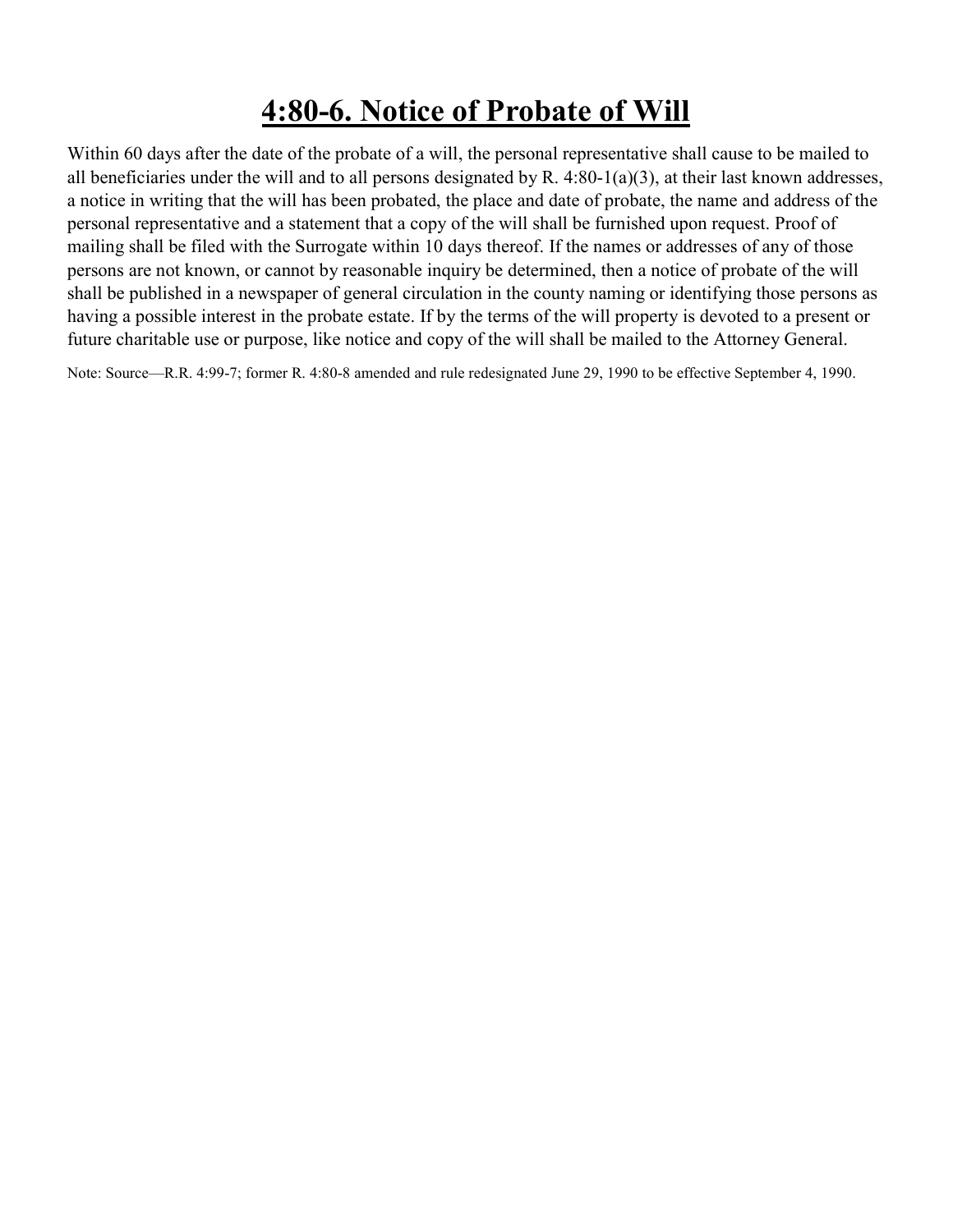# 4:80-6. Notice of Probate of Will

Within 60 days after the date of the probate of a will, the personal representative shall cause to be mailed to all beneficiaries under the will and to all persons designated by R. 4:80-1(a)(3), at their last known addresses, a notice in writing that the will has been probated, the place and date of probate, the name and address of the personal representative and a statement that a copy of the will shall be furnished upon request. Proof of mailing shall be filed with the Surrogate within 10 days thereof. If the names or addresses of any of those persons are not known, or cannot by reasonable inquiry be determined, then a notice of probate of the will shall be published in a newspaper of general circulation in the county naming or identifying those persons as having a possible interest in the probate estate. If by the terms of the will property is devoted to a present or future charitable use or purpose, like notice and copy of the will shall be mailed to the Attorney General.

Note: Source—R.R. 4:99-7; former R. 4:80-8 amended and rule redesignated June 29, 1990 to be effective September 4, 1990.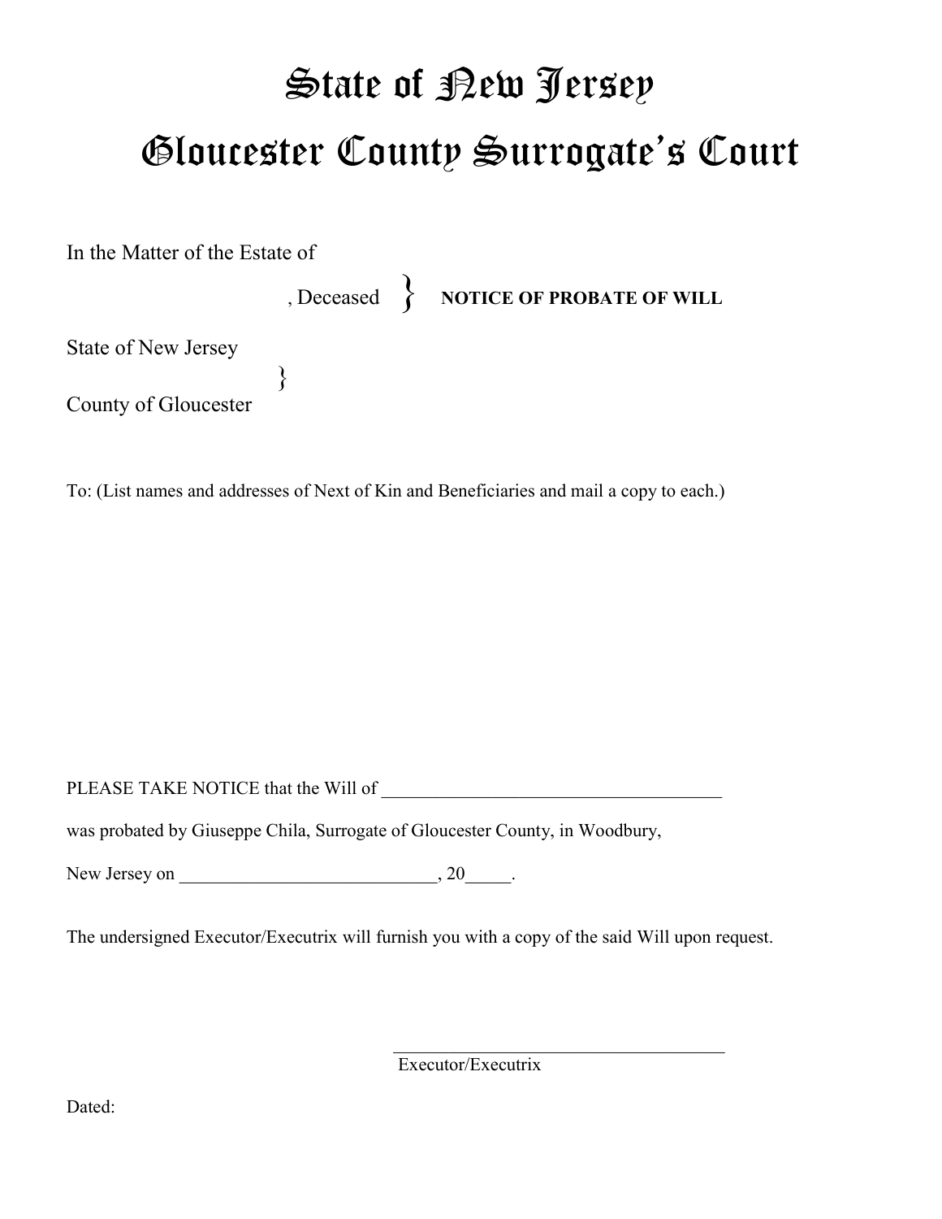# State of New Jersey

# Gloucester County Surrogate's Court

In the Matter of the Estate of

, Deceased } **NOTICE OF PROBATE OF WILL**

State of New Jersey
}
County of Gloucester

To: (List names and addresses of Next of Kin and Beneficiaries and mail a copy to each.)

PLEASE TAKE NOTICE that the Will of ____________________________________

was probated by Giuseppe Chila, Surrogate of Gloucester County, in Woodbury,

New Jersey on ____________________________, 20_____.

The undersigned Executor/Executrix will furnish you with a copy of the said Will upon request.

____________________________________
Executor/Executrix

Dated: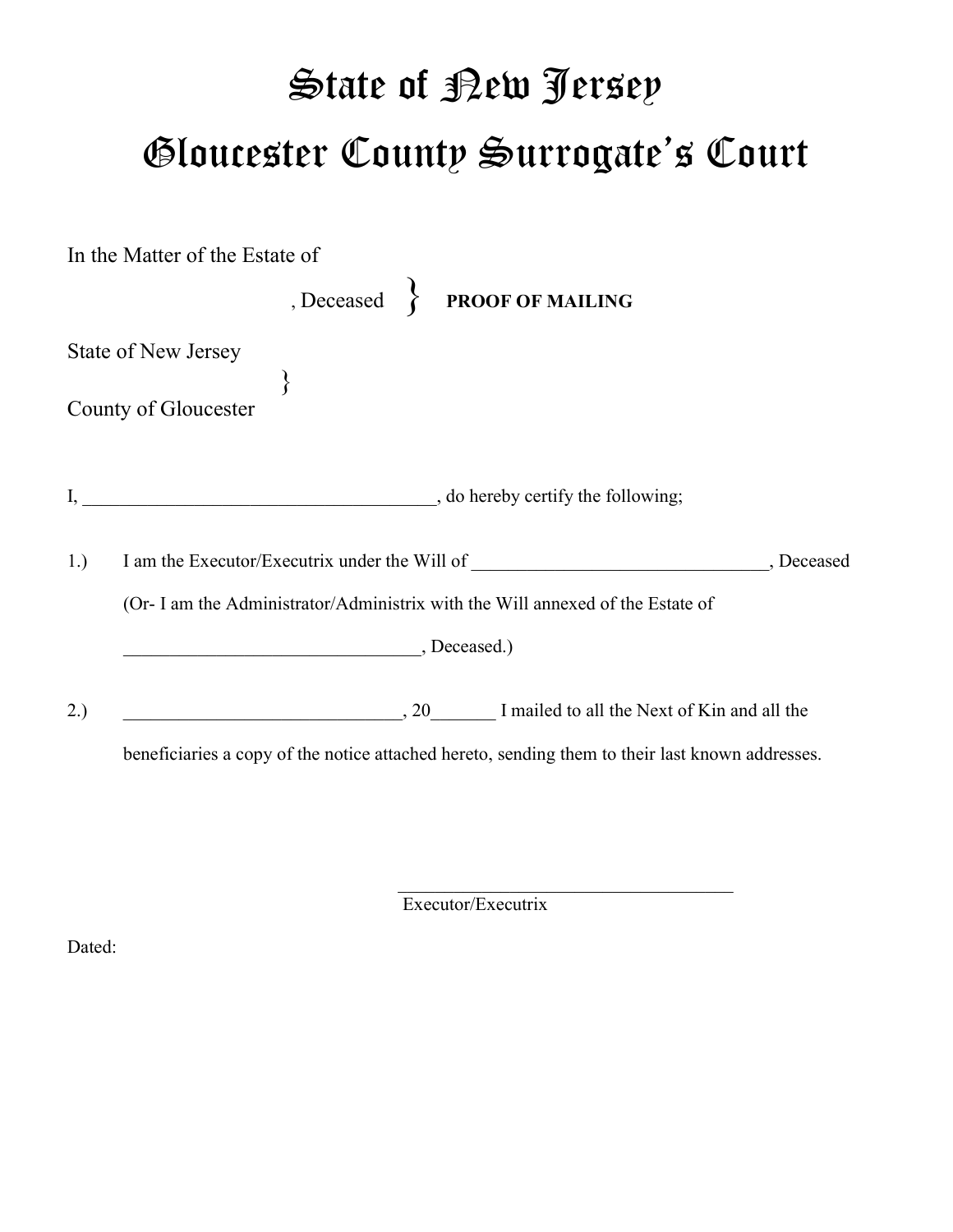# State of New Jersey
# Gloucester County Surrogate's Court

In the Matter of the Estate of

, Deceased } **PROOF OF MAILING**

State of New Jersey
}
County of Gloucester

I, ______________________________________, do hereby certify the following;

1.) I am the Executor/Executrix under the Will of ________________________________, Deceased (Or- I am the Administrator/Administrix with the Will annexed of the Estate of ________________________________, Deceased.)

2.) ______________________________, 20_______ I mailed to all the Next of Kin and all the beneficiaries a copy of the notice attached hereto, sending them to their last known addresses.

_____________________________________
Executor/Executrix

Dated: